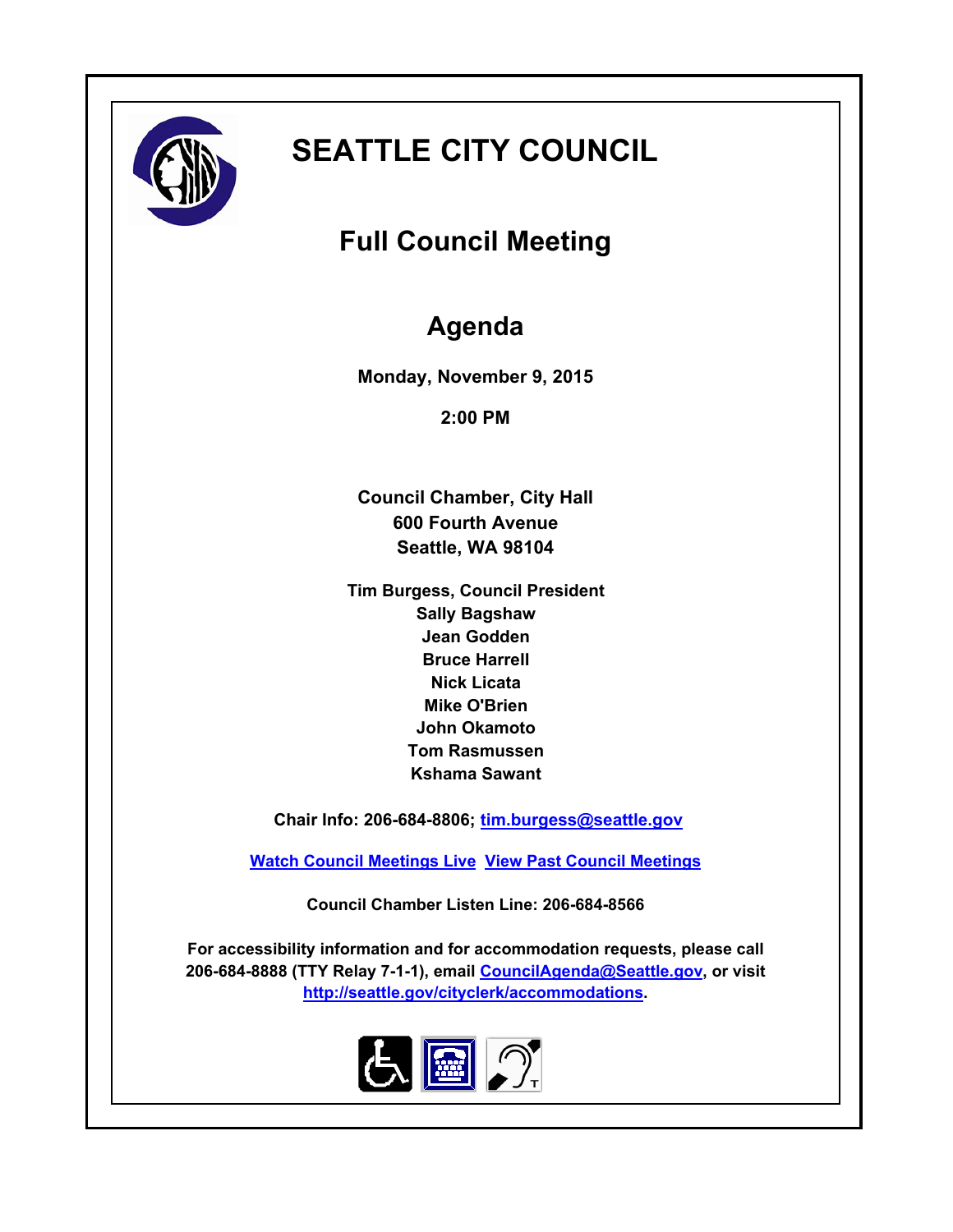# SEATTLE CITY COUNCIL

## Full Council Meeting

## Agenda

**Monday, November 9, 2015**

**2:00 PM**

**Council Chamber, City Hall**
**600 Fourth Avenue**
**Seattle, WA 98104**

**Tim Burgess, Council President**
**Sally Bagshaw**
**Jean Godden**
**Bruce Harrell**
**Nick Licata**
**Mike O'Brien**
**John Okamoto**
**Tom Rasmussen**
**Kshama Sawant**

**Chair Info: 206-684-8806; tim.burgess@seattle.gov**

**Watch Council Meetings Live  View Past Council Meetings**

**Council Chamber Listen Line: 206-684-8566**

**For accessibility information and for accommodation requests, please call 206-684-8888 (TTY Relay 7-1-1), email CouncilAgenda@Seattle.gov, or visit http://seattle.gov/cityclerk/accommodations.**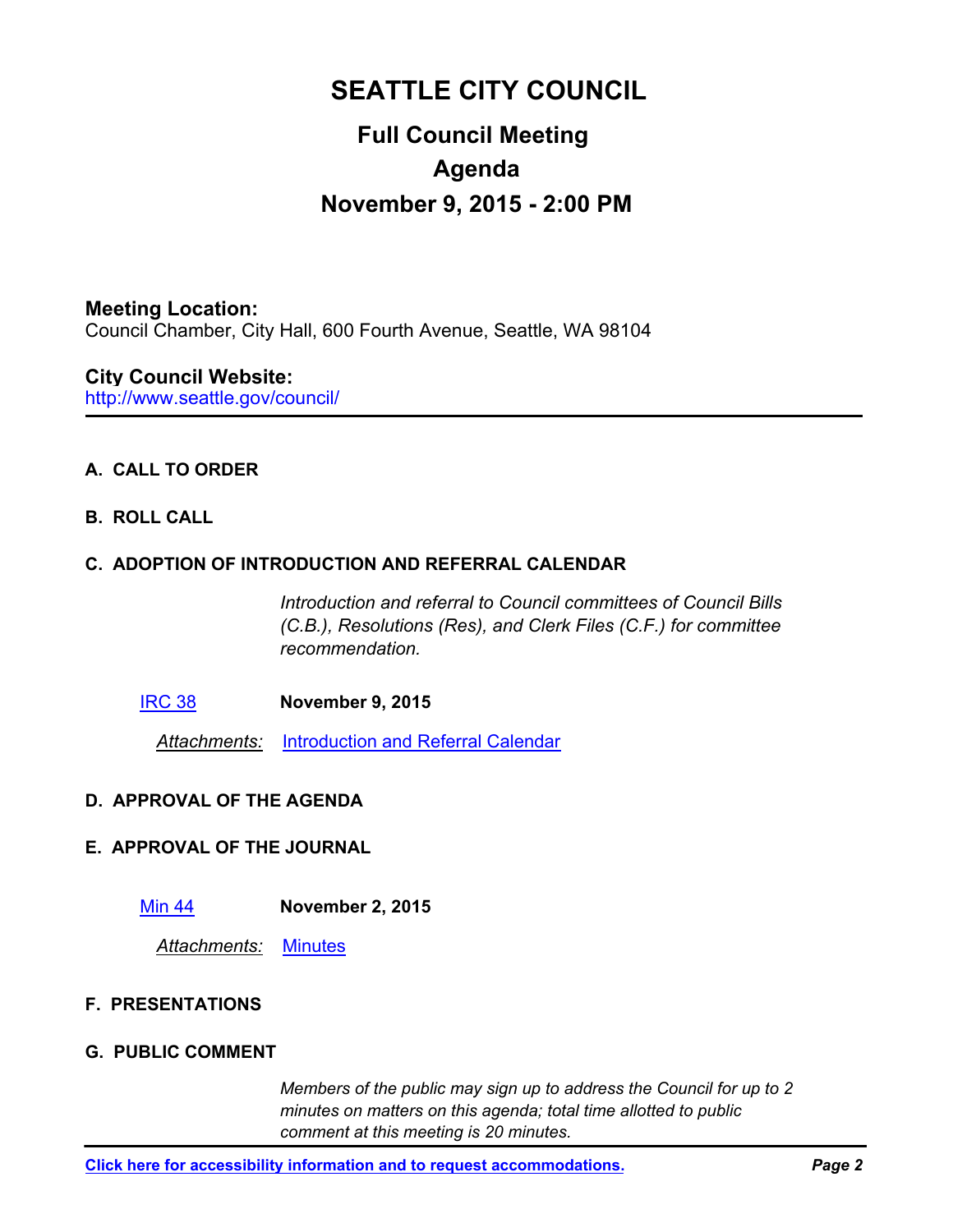# SEATTLE CITY COUNCIL

## Full Council Meeting

## Agenda

## November 9, 2015 - 2:00 PM

**Meeting Location:**
Council Chamber, City Hall, 600 Fourth Avenue, Seattle, WA 98104

**City Council Website:**
http://www.seattle.gov/council/

---

### A. CALL TO ORDER

### B. ROLL CALL

### C. ADOPTION OF INTRODUCTION AND REFERRAL CALENDAR

*Introduction and referral to Council committees of Council Bills (C.B.), Resolutions (Res), and Clerk Files (C.F.) for committee recommendation.*

IRC 38 **November 9, 2015**

*Attachments:* Introduction and Referral Calendar

### D. APPROVAL OF THE AGENDA

### E. APPROVAL OF THE JOURNAL

Min 44 **November 2, 2015**

*Attachments:* Minutes

### F. PRESENTATIONS

### G. PUBLIC COMMENT

*Members of the public may sign up to address the Council for up to 2 minutes on matters on this agenda; total time allotted to public comment at this meeting is 20 minutes.*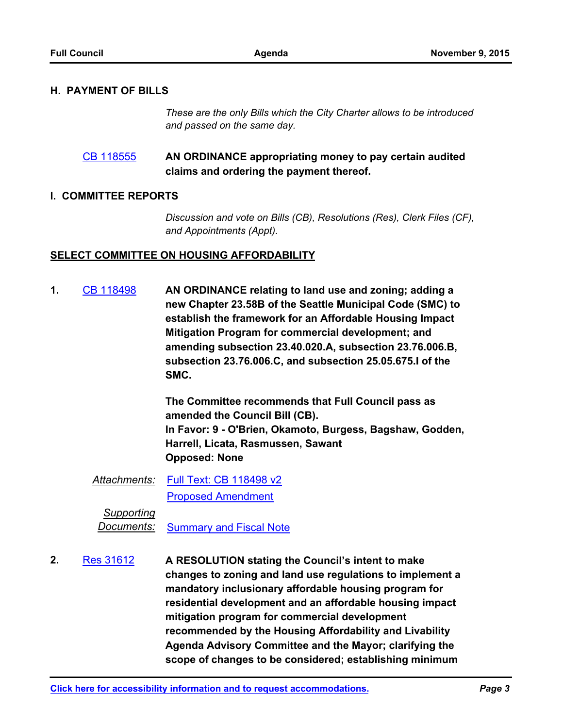## H. PAYMENT OF BILLS

*These are the only Bills which the City Charter allows to be introduced and passed on the same day.*

CB 118555 **AN ORDINANCE appropriating money to pay certain audited claims and ordering the payment thereof.**

## I. COMMITTEE REPORTS

*Discussion and vote on Bills (CB), Resolutions (Res), Clerk Files (CF), and Appointments (Appt).*

### SELECT COMMITTEE ON HOUSING AFFORDABILITY

**1.** CB 118498 **AN ORDINANCE relating to land use and zoning; adding a new Chapter 23.58B of the Seattle Municipal Code (SMC) to establish the framework for an Affordable Housing Impact Mitigation Program for commercial development; and amending subsection 23.40.020.A, subsection 23.76.006.B, subsection 23.76.006.C, and subsection 25.05.675.I of the SMC.**

**The Committee recommends that Full Council pass as amended the Council Bill (CB).**
**In Favor: 9 - O'Brien, Okamoto, Burgess, Bagshaw, Godden, Harrell, Licata, Rasmussen, Sawant**
**Opposed: None**

*Attachments:* Full Text: CB 118498 v2
Proposed Amendment

*Supporting Documents:* Summary and Fiscal Note

**2.** Res 31612 **A RESOLUTION stating the Council's intent to make changes to zoning and land use regulations to implement a mandatory inclusionary affordable housing program for residential development and an affordable housing impact mitigation program for commercial development recommended by the Housing Affordability and Livability Agenda Advisory Committee and the Mayor; clarifying the scope of changes to be considered; establishing minimum**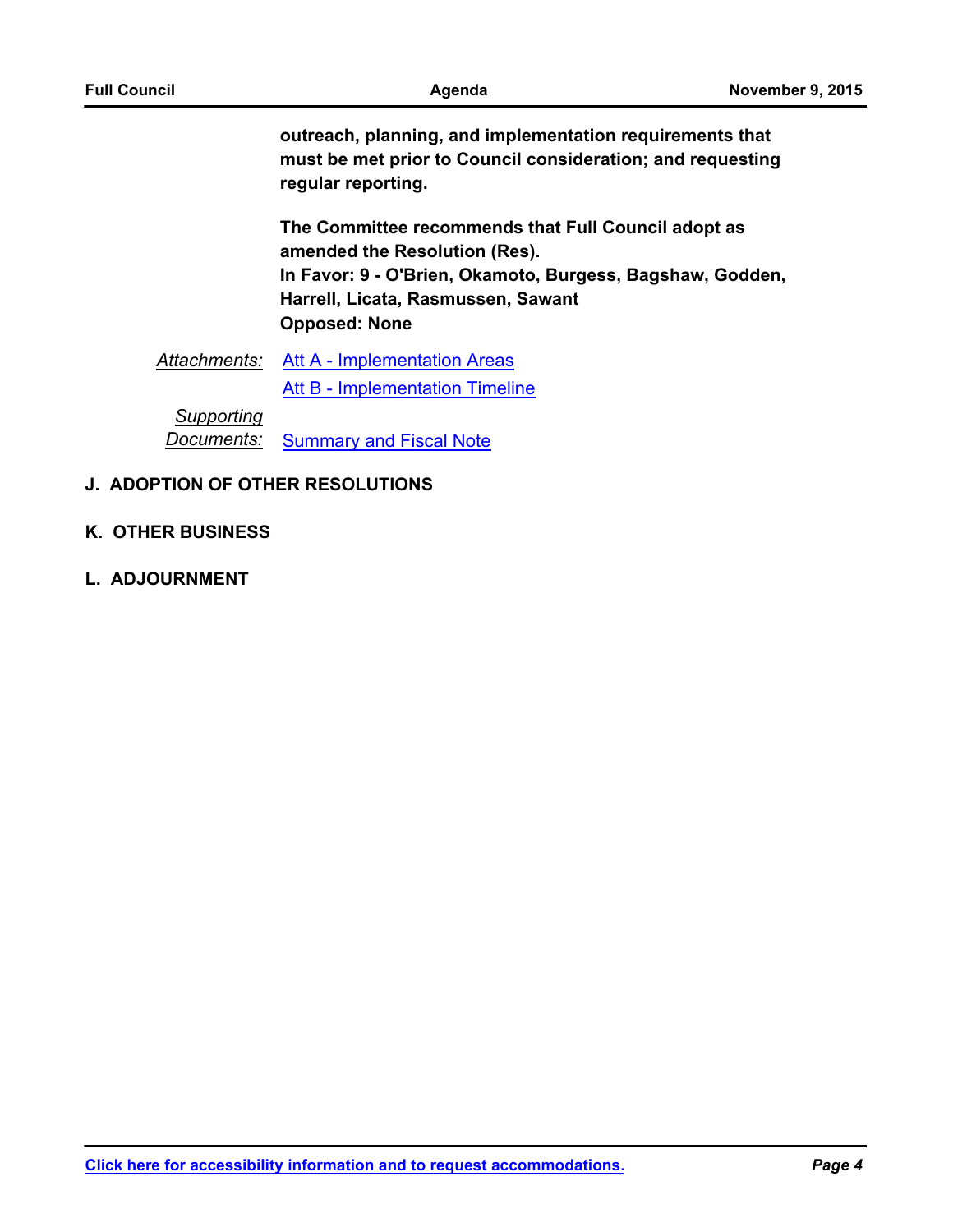**outreach, planning, and implementation requirements that must be met prior to Council consideration; and requesting regular reporting.**

**The Committee recommends that Full Council adopt as amended the Resolution (Res).**
**In Favor: 9 - O'Brien, Okamoto, Burgess, Bagshaw, Godden, Harrell, Licata, Rasmussen, Sawant**
**Opposed: None**

*Attachments:* Att A - Implementation Areas
Att B - Implementation Timeline

*Supporting Documents:* Summary and Fiscal Note

## J. ADOPTION OF OTHER RESOLUTIONS

## K. OTHER BUSINESS

## L. ADJOURNMENT

**Click here for accessibility information and to request accommodations.**